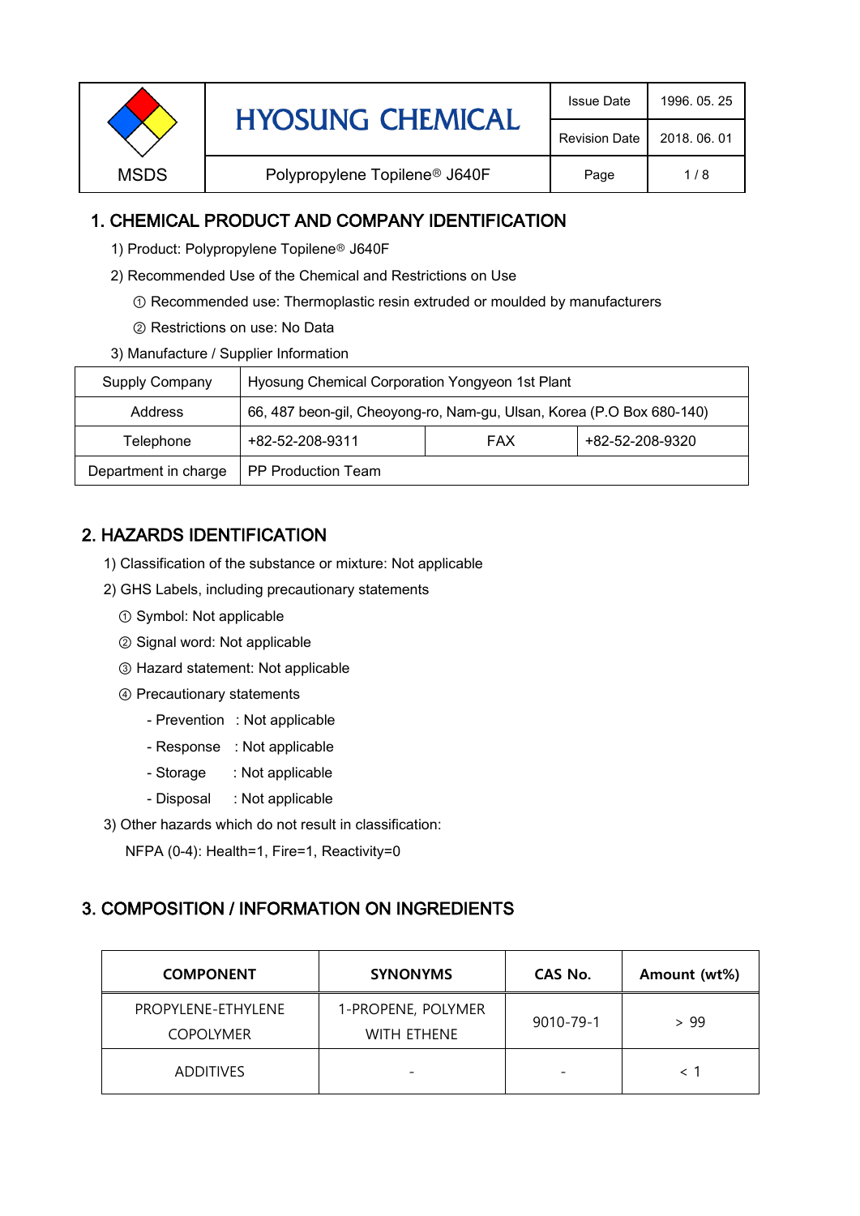| MSDS | HYOSUNG CHEMICAL | Issue Date | 1996. 05. 25 |
|---|---|---|---|
| | | Revision Date | 2018. 06. 01 |
| | Polypropylene Topilene® J640F | Page | 1 / 8 |

## 1. CHEMICAL PRODUCT AND COMPANY IDENTIFICATION

1) Product: Polypropylene Topilene® J640F

2) Recommended Use of the Chemical and Restrictions on Use

① Recommended use: Thermoplastic resin extruded or moulded by manufacturers

② Restrictions on use: No Data

3) Manufacture / Supplier Information

| Supply Company | Hyosung Chemical Corporation Yongyeon 1st Plant | | |
|---|---|---|---|
| Address | 66, 487 beon-gil, Cheoyong-ro, Nam-gu, Ulsan, Korea (P.O Box 680-140) | | |
| Telephone | +82-52-208-9311 | FAX | +82-52-208-9320 |
| Department in charge | PP Production Team | | |

## 2. HAZARDS IDENTIFICATION

1) Classification of the substance or mixture: Not applicable

2) GHS Labels, including precautionary statements

① Symbol: Not applicable

② Signal word: Not applicable

③ Hazard statement: Not applicable

④ Precautionary statements

- Prevention : Not applicable
- Response : Not applicable
- Storage : Not applicable
- Disposal : Not applicable

3) Other hazards which do not result in classification:

NFPA (0-4): Health=1, Fire=1, Reactivity=0

## 3. COMPOSITION / INFORMATION ON INGREDIENTS

| COMPONENT | SYNONYMS | CAS No. | Amount (wt%) |
|---|---|---|---|
| PROPYLENE-ETHYLENE COPOLYMER | 1-PROPENE, POLYMER WITH ETHENE | 9010-79-1 | > 99 |
| ADDITIVES | - | - | < 1 |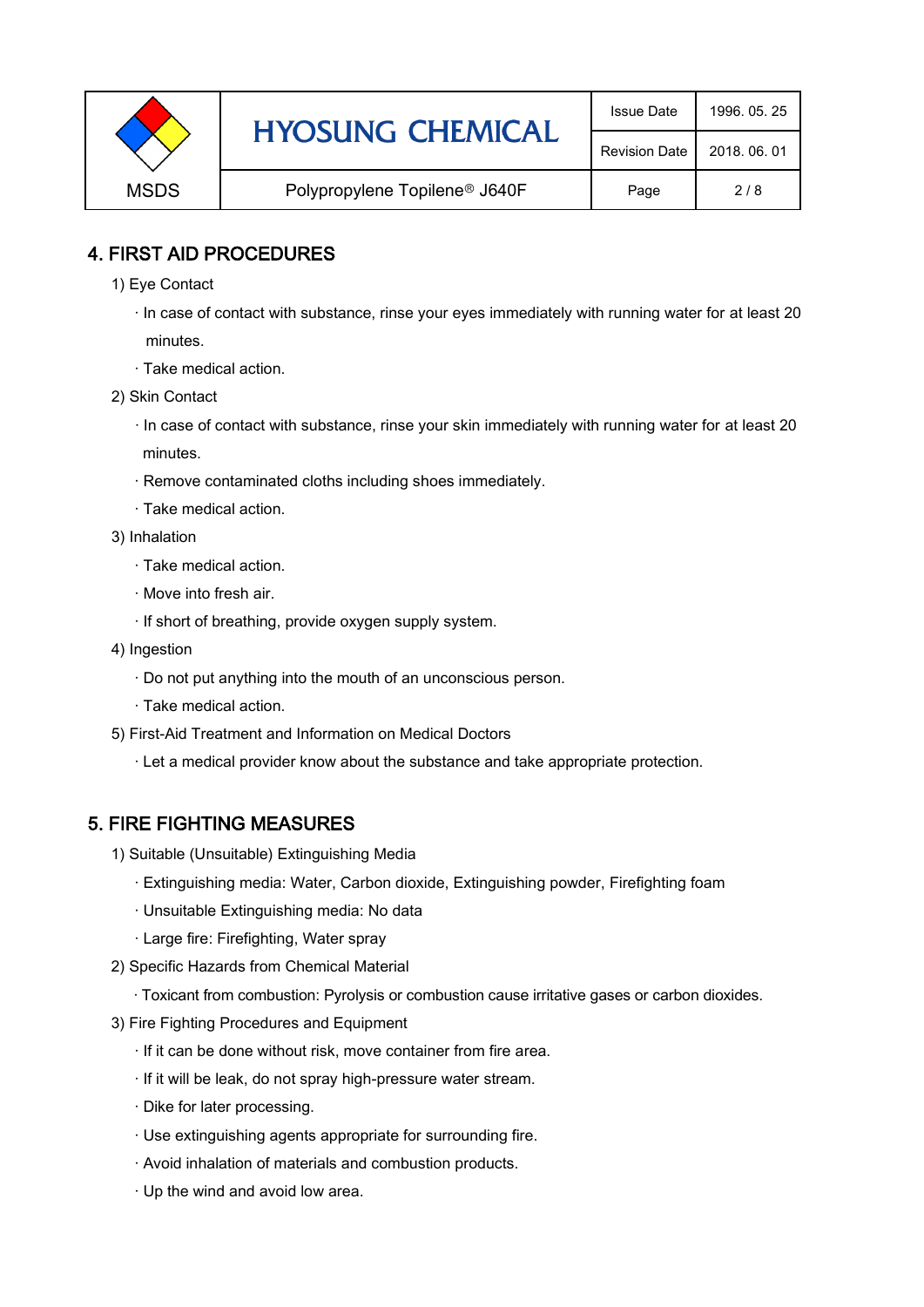## 4. FIRST AID PROCEDURES

1) Eye Contact

- In case of contact with substance, rinse your eyes immediately with running water for at least 20 minutes.
- Take medical action.

2) Skin Contact

- In case of contact with substance, rinse your skin immediately with running water for at least 20 minutes.
- Remove contaminated cloths including shoes immediately.
- Take medical action.

3) Inhalation

- Take medical action.
- Move into fresh air.
- If short of breathing, provide oxygen supply system.

4) Ingestion

- Do not put anything into the mouth of an unconscious person.
- Take medical action.

5) First-Aid Treatment and Information on Medical Doctors

- Let a medical provider know about the substance and take appropriate protection.

## 5. FIRE FIGHTING MEASURES

1) Suitable (Unsuitable) Extinguishing Media

- Extinguishing media: Water, Carbon dioxide, Extinguishing powder, Firefighting foam
- Unsuitable Extinguishing media: No data
- Large fire: Firefighting, Water spray

2) Specific Hazards from Chemical Material

- Toxicant from combustion: Pyrolysis or combustion cause irritative gases or carbon dioxides.

3) Fire Fighting Procedures and Equipment

- If it can be done without risk, move container from fire area.
- If it will be leak, do not spray high-pressure water stream.
- Dike for later processing.
- Use extinguishing agents appropriate for surrounding fire.
- Avoid inhalation of materials and combustion products.
- Up the wind and avoid low area.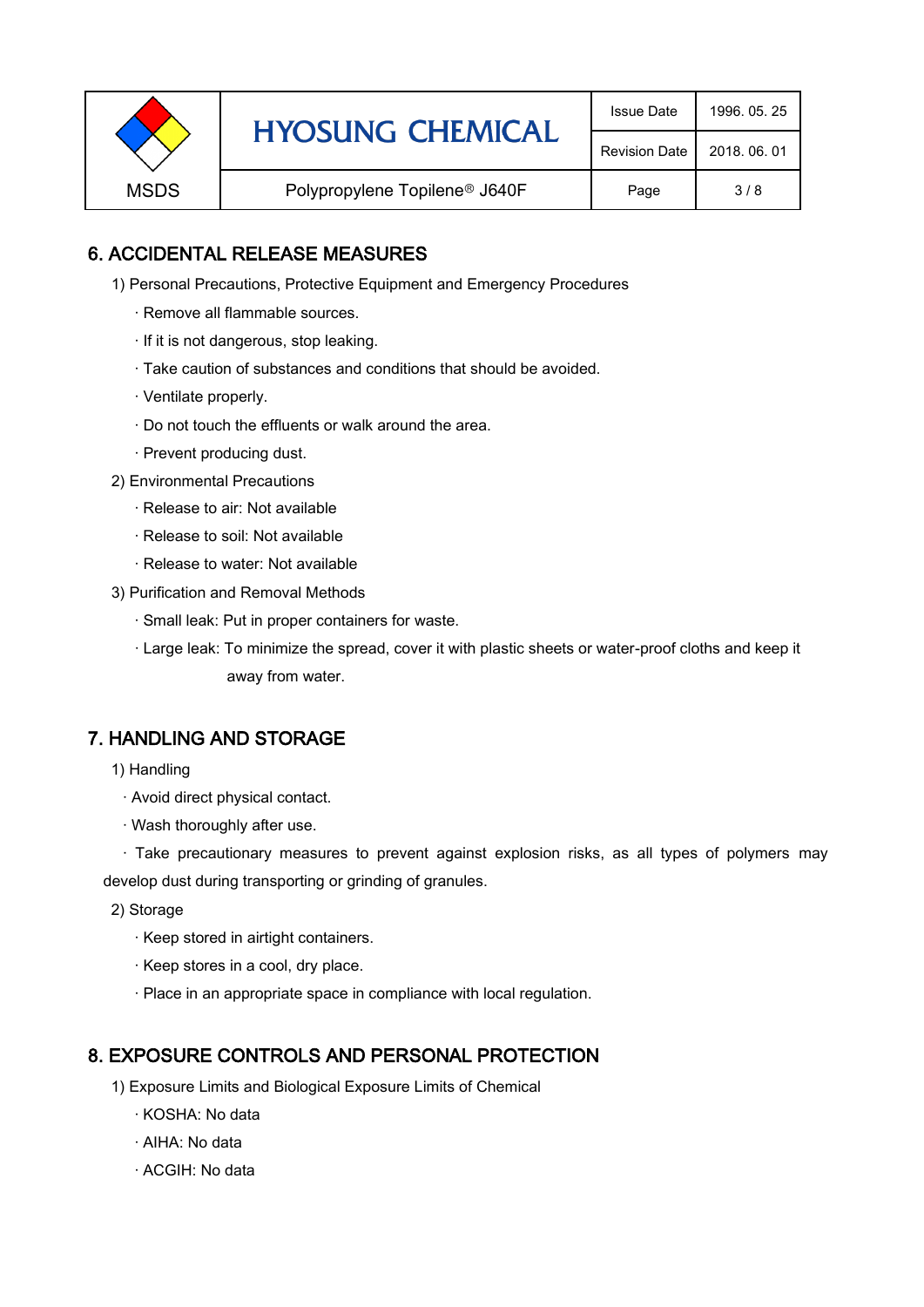## 6. ACCIDENTAL RELEASE MEASURES

1) Personal Precautions, Protective Equipment and Emergency Procedures

- · Remove all flammable sources.
- · If it is not dangerous, stop leaking.
- · Take caution of substances and conditions that should be avoided.
- · Ventilate properly.
- · Do not touch the effluents or walk around the area.
- · Prevent producing dust.

2) Environmental Precautions

- · Release to air: Not available
- · Release to soil: Not available
- · Release to water: Not available

3) Purification and Removal Methods

- · Small leak: Put in proper containers for waste.
- · Large leak: To minimize the spread, cover it with plastic sheets or water-proof cloths and keep it away from water.

## 7. HANDLING AND STORAGE

1) Handling

- · Avoid direct physical contact.
- · Wash thoroughly after use.
- · Take precautionary measures to prevent against explosion risks, as all types of polymers may develop dust during transporting or grinding of granules.

2) Storage

- · Keep stored in airtight containers.
- · Keep stores in a cool, dry place.
- · Place in an appropriate space in compliance with local regulation.

## 8. EXPOSURE CONTROLS AND PERSONAL PROTECTION

1) Exposure Limits and Biological Exposure Limits of Chemical

- · KOSHA: No data
- · AIHA: No data
- · ACGIH: No data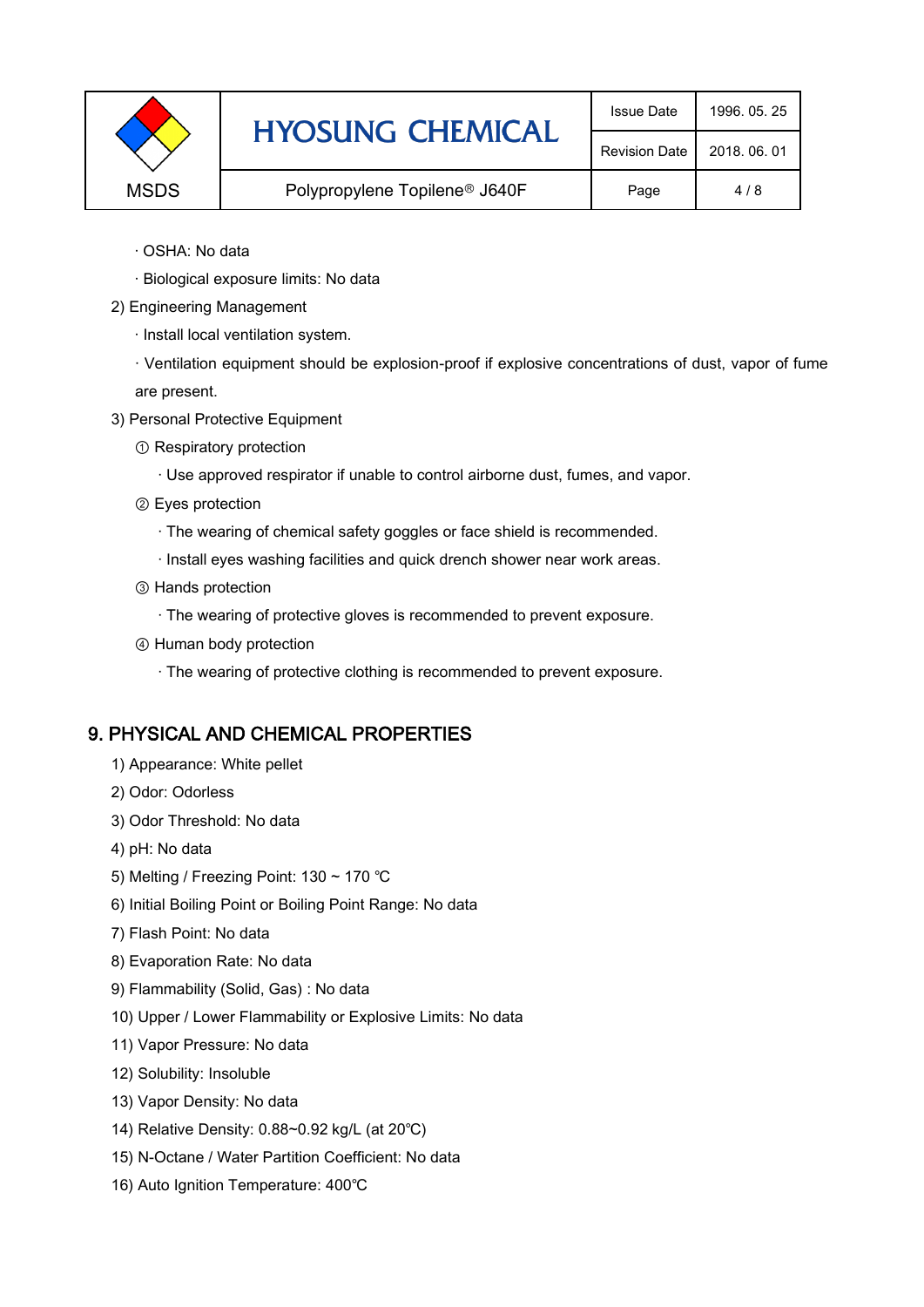· OSHA: No data

· Biological exposure limits: No data

2) Engineering Management

· Install local ventilation system.

· Ventilation equipment should be explosion-proof if explosive concentrations of dust, vapor of fume are present.

3) Personal Protective Equipment

① Respiratory protection

· Use approved respirator if unable to control airborne dust, fumes, and vapor.

② Eyes protection

· The wearing of chemical safety goggles or face shield is recommended.

· Install eyes washing facilities and quick drench shower near work areas.

③ Hands protection

· The wearing of protective gloves is recommended to prevent exposure.

④ Human body protection

· The wearing of protective clothing is recommended to prevent exposure.

## 9. PHYSICAL AND CHEMICAL PROPERTIES

1) Appearance: White pellet

2) Odor: Odorless

3) Odor Threshold: No data

4) pH: No data

5) Melting / Freezing Point: 130 ~ 170 ℃

6) Initial Boiling Point or Boiling Point Range: No data

7) Flash Point: No data

8) Evaporation Rate: No data

9) Flammability (Solid, Gas) : No data

10) Upper / Lower Flammability or Explosive Limits: No data

11) Vapor Pressure: No data

12) Solubility: Insoluble

13) Vapor Density: No data

14) Relative Density: 0.88~0.92 kg/L (at 20℃)

15) N-Octane / Water Partition Coefficient: No data

16) Auto Ignition Temperature: 400℃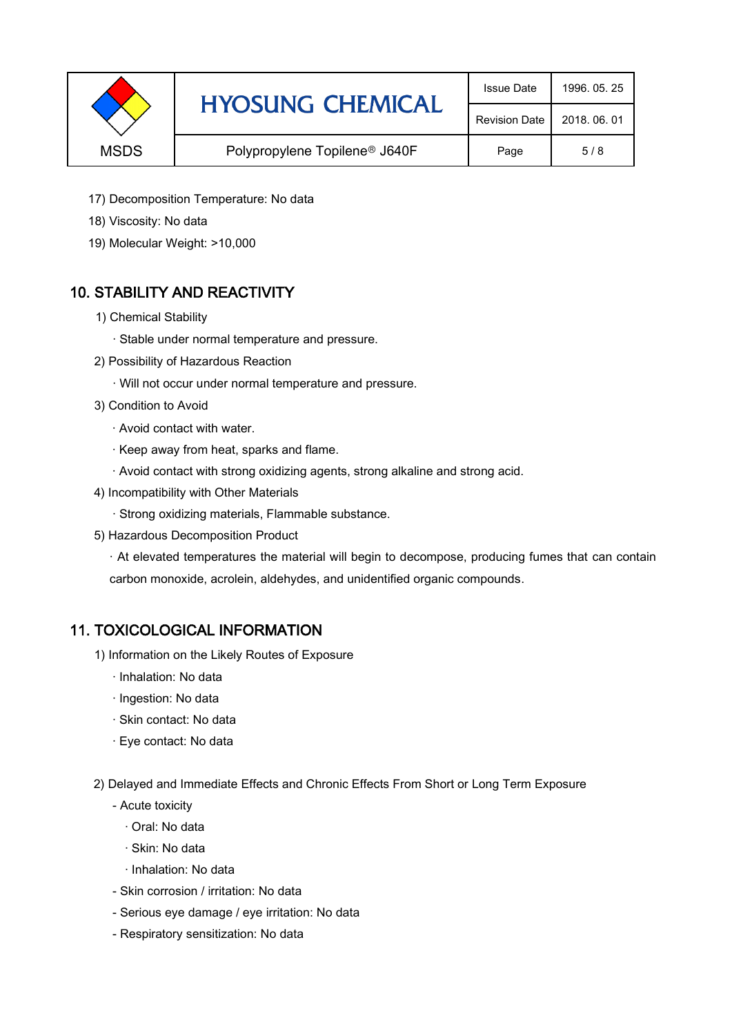17) Decomposition Temperature: No data

18) Viscosity: No data

19) Molecular Weight: >10,000

## 10. STABILITY AND REACTIVITY

1) Chemical Stability

· Stable under normal temperature and pressure.

2) Possibility of Hazardous Reaction

· Will not occur under normal temperature and pressure.

3) Condition to Avoid

· Avoid contact with water.

· Keep away from heat, sparks and flame.

· Avoid contact with strong oxidizing agents, strong alkaline and strong acid.

4) Incompatibility with Other Materials

· Strong oxidizing materials, Flammable substance.

5) Hazardous Decomposition Product

· At elevated temperatures the material will begin to decompose, producing fumes that can contain carbon monoxide, acrolein, aldehydes, and unidentified organic compounds.

## 11. TOXICOLOGICAL INFORMATION

1) Information on the Likely Routes of Exposure

· Inhalation: No data

· Ingestion: No data

· Skin contact: No data

· Eye contact: No data

2) Delayed and Immediate Effects and Chronic Effects From Short or Long Term Exposure

- Acute toxicity
  - · Oral: No data
  - · Skin: No data
  - · Inhalation: No data
- Skin corrosion / irritation: No data
- Serious eye damage / eye irritation: No data
- Respiratory sensitization: No data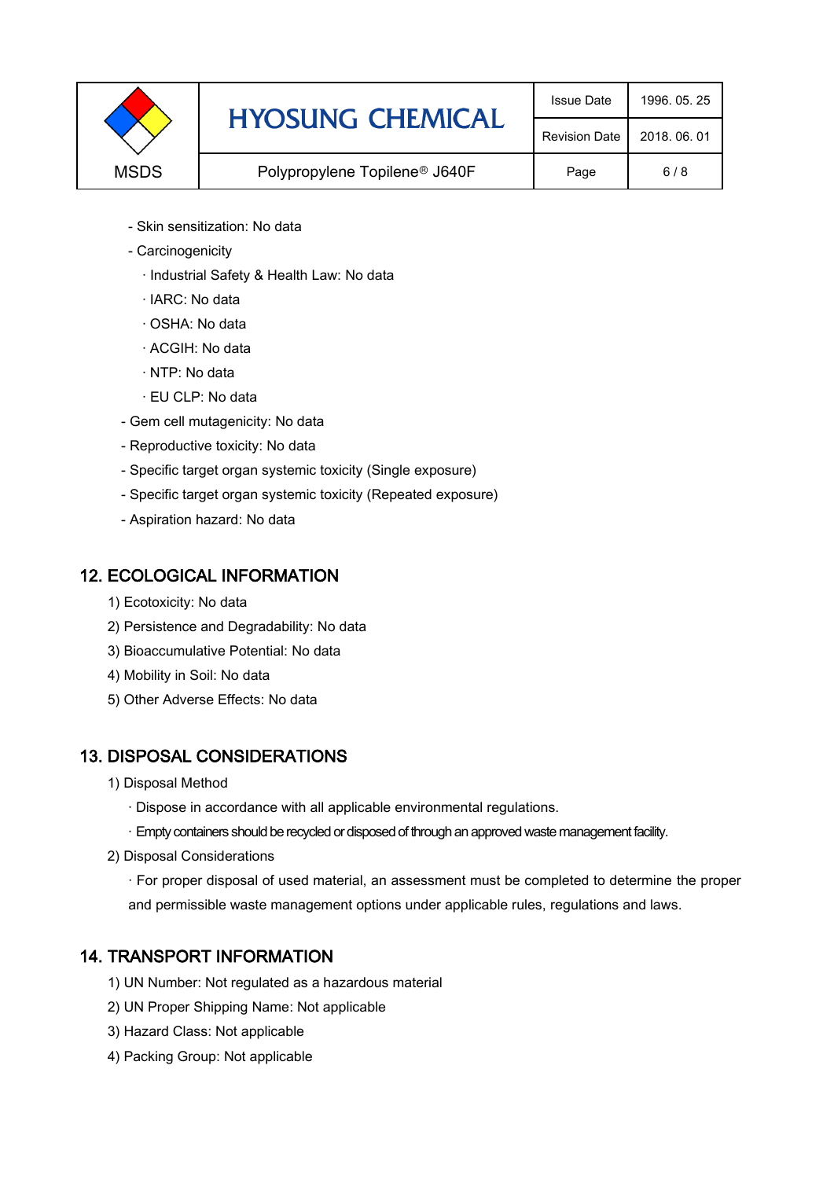- Skin sensitization: No data
- Carcinogenicity
  - · Industrial Safety & Health Law: No data
  - · IARC: No data
  - · OSHA: No data
  - · ACGIH: No data
  - · NTP: No data
  - · EU CLP: No data
- Gem cell mutagenicity: No data
- Reproductive toxicity: No data
- Specific target organ systemic toxicity (Single exposure)
- Specific target organ systemic toxicity (Repeated exposure)
- Aspiration hazard: No data

## 12. ECOLOGICAL INFORMATION

1) Ecotoxicity: No data
2) Persistence and Degradability: No data
3) Bioaccumulative Potential: No data
4) Mobility in Soil: No data
5) Other Adverse Effects: No data

## 13. DISPOSAL CONSIDERATIONS

1) Disposal Method
   - · Dispose in accordance with all applicable environmental regulations.
   - · Empty containers should be recycled or disposed of through an approved waste management facility.
2) Disposal Considerations
   - · For proper disposal of used material, an assessment must be completed to determine the proper and permissible waste management options under applicable rules, regulations and laws.

## 14. TRANSPORT INFORMATION

1) UN Number: Not regulated as a hazardous material
2) UN Proper Shipping Name: Not applicable
3) Hazard Class: Not applicable
4) Packing Group: Not applicable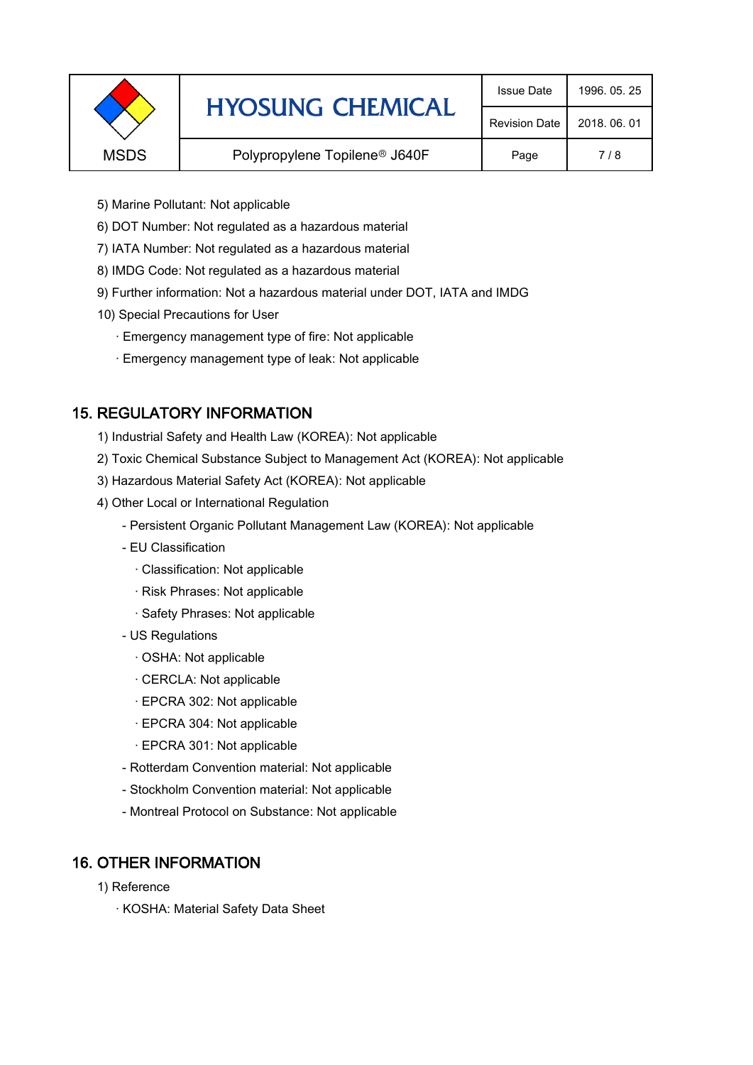5) Marine Pollutant: Not applicable

6) DOT Number: Not regulated as a hazardous material

7) IATA Number: Not regulated as a hazardous material

8) IMDG Code: Not regulated as a hazardous material

9) Further information: Not a hazardous material under DOT, IATA and IMDG

10) Special Precautions for User

- · Emergency management type of fire: Not applicable
- · Emergency management type of leak: Not applicable

## 15. REGULATORY INFORMATION

1) Industrial Safety and Health Law (KOREA): Not applicable

2) Toxic Chemical Substance Subject to Management Act (KOREA): Not applicable

3) Hazardous Material Safety Act (KOREA): Not applicable

4) Other Local or International Regulation

- Persistent Organic Pollutant Management Law (KOREA): Not applicable
- EU Classification
  - · Classification: Not applicable
  - · Risk Phrases: Not applicable
  - · Safety Phrases: Not applicable
- US Regulations
  - · OSHA: Not applicable
  - · CERCLA: Not applicable
  - · EPCRA 302: Not applicable
  - · EPCRA 304: Not applicable
  - · EPCRA 301: Not applicable
- Rotterdam Convention material: Not applicable
- Stockholm Convention material: Not applicable
- Montreal Protocol on Substance: Not applicable

## 16. OTHER INFORMATION

1) Reference

- · KOSHA: Material Safety Data Sheet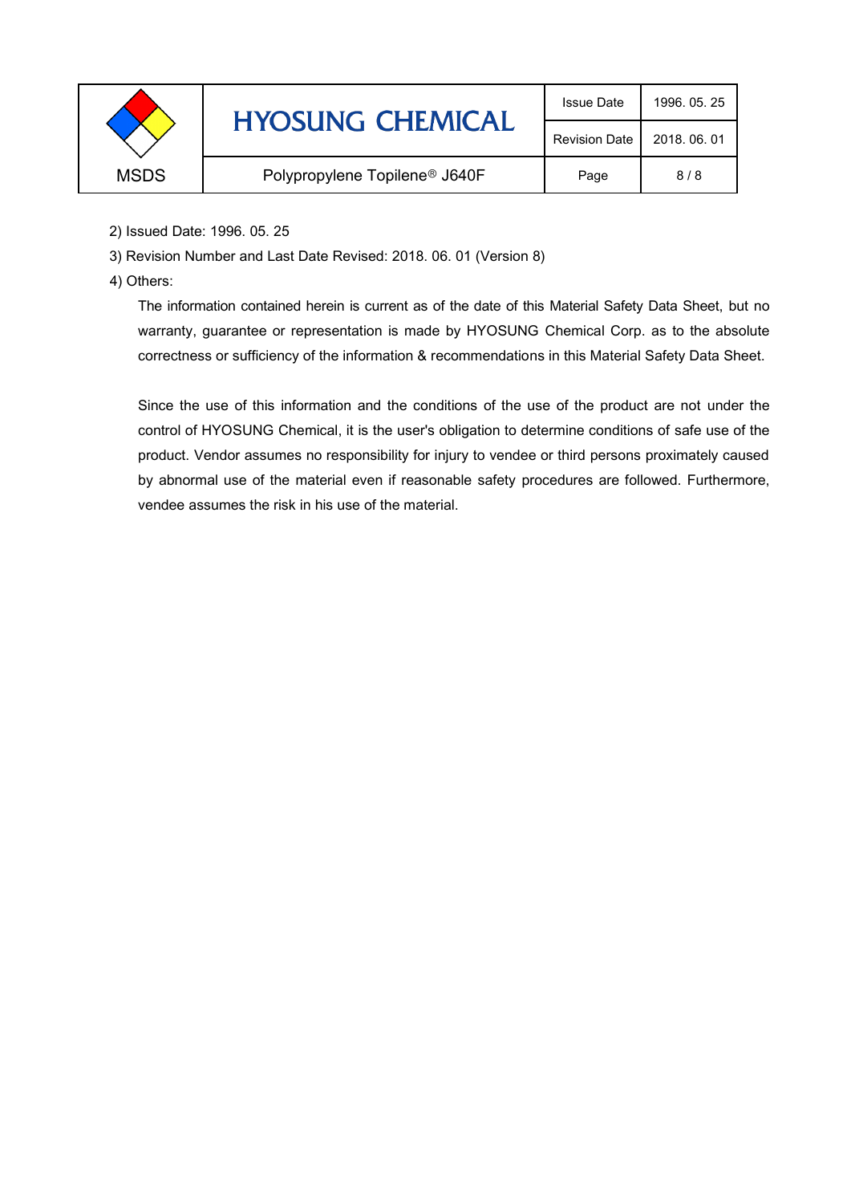2) Issued Date: 1996. 05. 25

3) Revision Number and Last Date Revised: 2018. 06. 01 (Version 8)

4) Others:

The information contained herein is current as of the date of this Material Safety Data Sheet, but no warranty, guarantee or representation is made by HYOSUNG Chemical Corp. as to the absolute correctness or sufficiency of the information & recommendations in this Material Safety Data Sheet.

Since the use of this information and the conditions of the use of the product are not under the control of HYOSUNG Chemical, it is the user's obligation to determine conditions of safe use of the product. Vendor assumes no responsibility for injury to vendee or third persons proximately caused by abnormal use of the material even if reasonable safety procedures are followed. Furthermore, vendee assumes the risk in his use of the material.